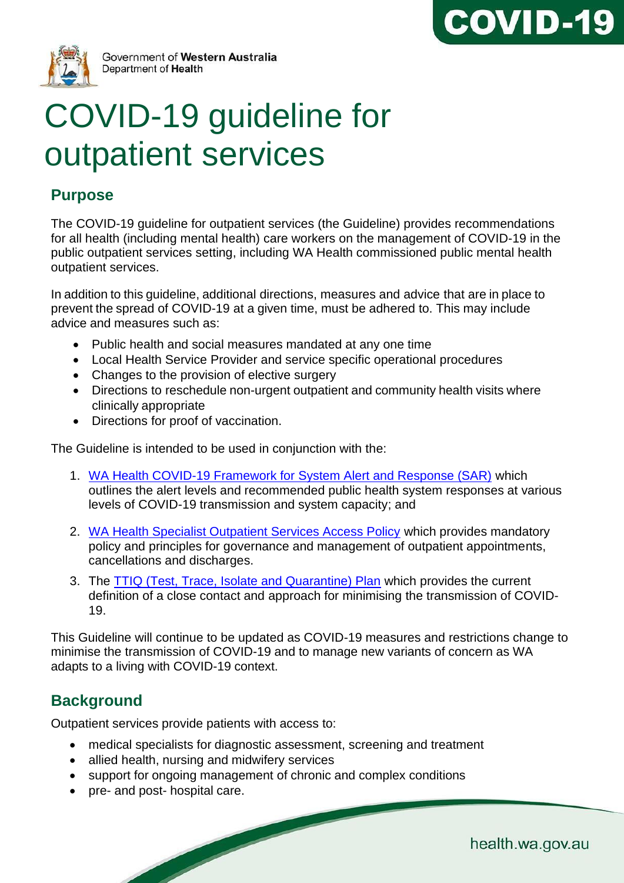COVID-19

Government of Western Australia
Department of Health

# COVID-19 guideline for outpatient services

## Purpose

The COVID-19 guideline for outpatient services (the Guideline) provides recommendations for all health (including mental health) care workers on the management of COVID-19 in the public outpatient services setting, including WA Health commissioned public mental health outpatient services.

In addition to this guideline, additional directions, measures and advice that are in place to prevent the spread of COVID-19 at a given time, must be adhered to. This may include advice and measures such as:

- Public health and social measures mandated at any one time
- Local Health Service Provider and service specific operational procedures
- Changes to the provision of elective surgery
- Directions to reschedule non-urgent outpatient and community health visits where clinically appropriate
- Directions for proof of vaccination.

The Guideline is intended to be used in conjunction with the:

1. WA Health COVID-19 Framework for System Alert and Response (SAR) which outlines the alert levels and recommended public health system responses at various levels of COVID-19 transmission and system capacity; and
2. WA Health Specialist Outpatient Services Access Policy which provides mandatory policy and principles for governance and management of outpatient appointments, cancellations and discharges.
3. The TTIQ (Test, Trace, Isolate and Quarantine) Plan which provides the current definition of a close contact and approach for minimising the transmission of COVID-19.

This Guideline will continue to be updated as COVID-19 measures and restrictions change to minimise the transmission of COVID-19 and to manage new variants of concern as WA adapts to a living with COVID-19 context.

## Background

Outpatient services provide patients with access to:

- medical specialists for diagnostic assessment, screening and treatment
- allied health, nursing and midwifery services
- support for ongoing management of chronic and complex conditions
- pre- and post- hospital care.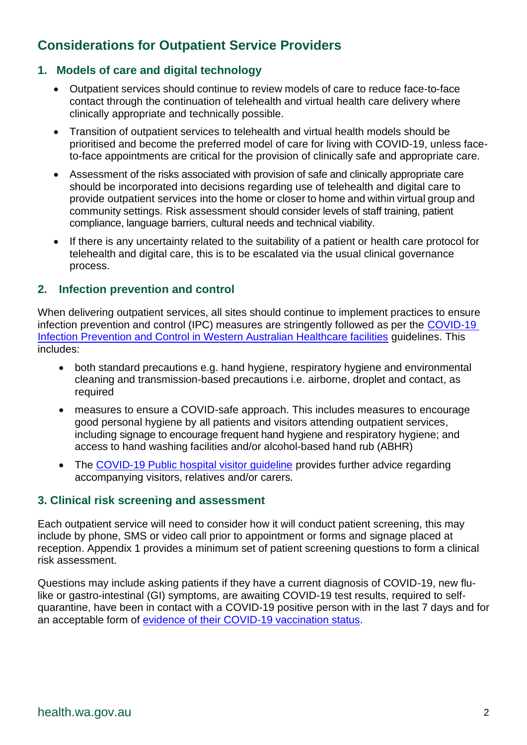## Considerations for Outpatient Service Providers

### 1. Models of care and digital technology

- Outpatient services should continue to review models of care to reduce face-to-face contact through the continuation of telehealth and virtual health care delivery where clinically appropriate and technically possible.
- Transition of outpatient services to telehealth and virtual health models should be prioritised and become the preferred model of care for living with COVID-19, unless face-to-face appointments are critical for the provision of clinically safe and appropriate care.
- Assessment of the risks associated with provision of safe and clinically appropriate care should be incorporated into decisions regarding use of telehealth and digital care to provide outpatient services into the home or closer to home and within virtual group and community settings. Risk assessment should consider levels of staff training, patient compliance, language barriers, cultural needs and technical viability.
- If there is any uncertainty related to the suitability of a patient or health care protocol for telehealth and digital care, this is to be escalated via the usual clinical governance process.

### 2. Infection prevention and control

When delivering outpatient services, all sites should continue to implement practices to ensure infection prevention and control (IPC) measures are stringently followed as per the COVID-19 Infection Prevention and Control in Western Australian Healthcare facilities guidelines. This includes:

- both standard precautions e.g. hand hygiene, respiratory hygiene and environmental cleaning and transmission-based precautions i.e. airborne, droplet and contact, as required
- measures to ensure a COVID-safe approach. This includes measures to encourage good personal hygiene by all patients and visitors attending outpatient services, including signage to encourage frequent hand hygiene and respiratory hygiene; and access to hand washing facilities and/or alcohol-based hand rub (ABHR)
- The COVID-19 Public hospital visitor guideline provides further advice regarding accompanying visitors, relatives and/or carers.

### 3. Clinical risk screening and assessment

Each outpatient service will need to consider how it will conduct patient screening, this may include by phone, SMS or video call prior to appointment or forms and signage placed at reception. Appendix 1 provides a minimum set of patient screening questions to form a clinical risk assessment.

Questions may include asking patients if they have a current diagnosis of COVID-19, new flu-like or gastro-intestinal (GI) symptoms, are awaiting COVID-19 test results, required to self-quarantine, have been in contact with a COVID-19 positive person with in the last 7 days and for an acceptable form of evidence of their COVID-19 vaccination status.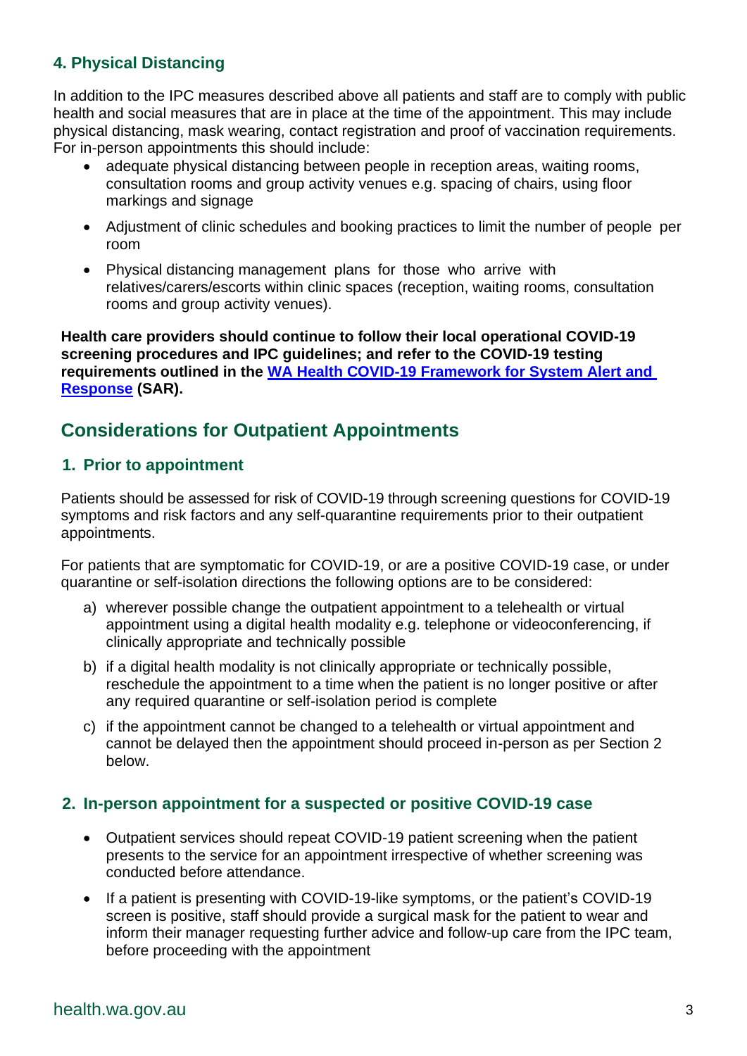### 4. Physical Distancing

In addition to the IPC measures described above all patients and staff are to comply with public health and social measures that are in place at the time of the appointment. This may include physical distancing, mask wearing, contact registration and proof of vaccination requirements. For in-person appointments this should include:

- adequate physical distancing between people in reception areas, waiting rooms, consultation rooms and group activity venues e.g. spacing of chairs, using floor markings and signage
- Adjustment of clinic schedules and booking practices to limit the number of people per room
- Physical distancing management plans for those who arrive with relatives/carers/escorts within clinic spaces (reception, waiting rooms, consultation rooms and group activity venues).

**Health care providers should continue to follow their local operational COVID-19 screening procedures and IPC guidelines; and refer to the COVID-19 testing requirements outlined in the WA Health COVID-19 Framework for System Alert and Response (SAR).**

## Considerations for Outpatient Appointments

### 1. Prior to appointment

Patients should be assessed for risk of COVID-19 through screening questions for COVID-19 symptoms and risk factors and any self-quarantine requirements prior to their outpatient appointments.

For patients that are symptomatic for COVID-19, or are a positive COVID-19 case, or under quarantine or self-isolation directions the following options are to be considered:

a) wherever possible change the outpatient appointment to a telehealth or virtual appointment using a digital health modality e.g. telephone or videoconferencing, if clinically appropriate and technically possible

b) if a digital health modality is not clinically appropriate or technically possible, reschedule the appointment to a time when the patient is no longer positive or after any required quarantine or self-isolation period is complete

c) if the appointment cannot be changed to a telehealth or virtual appointment and cannot be delayed then the appointment should proceed in-person as per Section 2 below.

### 2. In-person appointment for a suspected or positive COVID-19 case

- Outpatient services should repeat COVID-19 patient screening when the patient presents to the service for an appointment irrespective of whether screening was conducted before attendance.
- If a patient is presenting with COVID-19-like symptoms, or the patient's COVID-19 screen is positive, staff should provide a surgical mask for the patient to wear and inform their manager requesting further advice and follow-up care from the IPC team, before proceeding with the appointment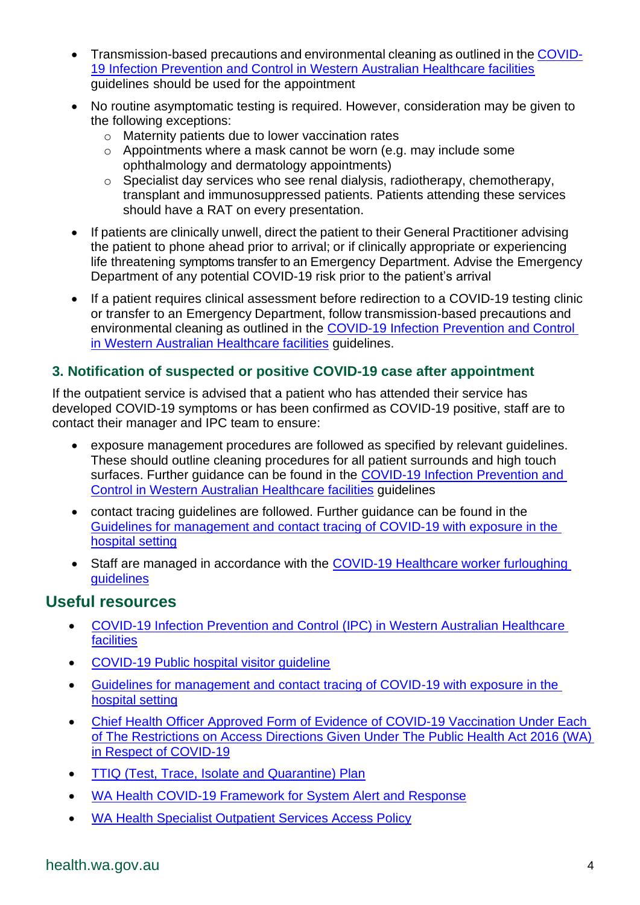- Transmission-based precautions and environmental cleaning as outlined in the [COVID-19 Infection Prevention and Control in Western Australian Healthcare facilities] guidelines should be used for the appointment
- No routine asymptomatic testing is required. However, consideration may be given to the following exceptions:
  - Maternity patients due to lower vaccination rates
  - Appointments where a mask cannot be worn (e.g. may include some ophthalmology and dermatology appointments)
  - Specialist day services who see renal dialysis, radiotherapy, chemotherapy, transplant and immunosuppressed patients. Patients attending these services should have a RAT on every presentation.
- If patients are clinically unwell, direct the patient to their General Practitioner advising the patient to phone ahead prior to arrival; or if clinically appropriate or experiencing life threatening symptoms transfer to an Emergency Department. Advise the Emergency Department of any potential COVID-19 risk prior to the patient's arrival
- If a patient requires clinical assessment before redirection to a COVID-19 testing clinic or transfer to an Emergency Department, follow transmission-based precautions and environmental cleaning as outlined in the [COVID-19 Infection Prevention and Control in Western Australian Healthcare facilities] guidelines.

### 3. Notification of suspected or positive COVID-19 case after appointment

If the outpatient service is advised that a patient who has attended their service has developed COVID-19 symptoms or has been confirmed as COVID-19 positive, staff are to contact their manager and IPC team to ensure:

- exposure management procedures are followed as specified by relevant guidelines. These should outline cleaning procedures for all patient surrounds and high touch surfaces. Further guidance can be found in the [COVID-19 Infection Prevention and Control in Western Australian Healthcare facilities] guidelines
- contact tracing guidelines are followed. Further guidance can be found in the [Guidelines for management and contact tracing of COVID-19 with exposure in the hospital setting]
- Staff are managed in accordance with the [COVID-19 Healthcare worker furloughing guidelines]

## Useful resources

- [COVID-19 Infection Prevention and Control (IPC) in Western Australian Healthcare facilities]
- [COVID-19 Public hospital visitor guideline]
- [Guidelines for management and contact tracing of COVID-19 with exposure in the hospital setting]
- [Chief Health Officer Approved Form of Evidence of COVID-19 Vaccination Under Each of The Restrictions on Access Directions Given Under The Public Health Act 2016 (WA) in Respect of COVID-19]
- [TTIQ (Test, Trace, Isolate and Quarantine) Plan]
- [WA Health COVID-19 Framework for System Alert and Response]
- [WA Health Specialist Outpatient Services Access Policy]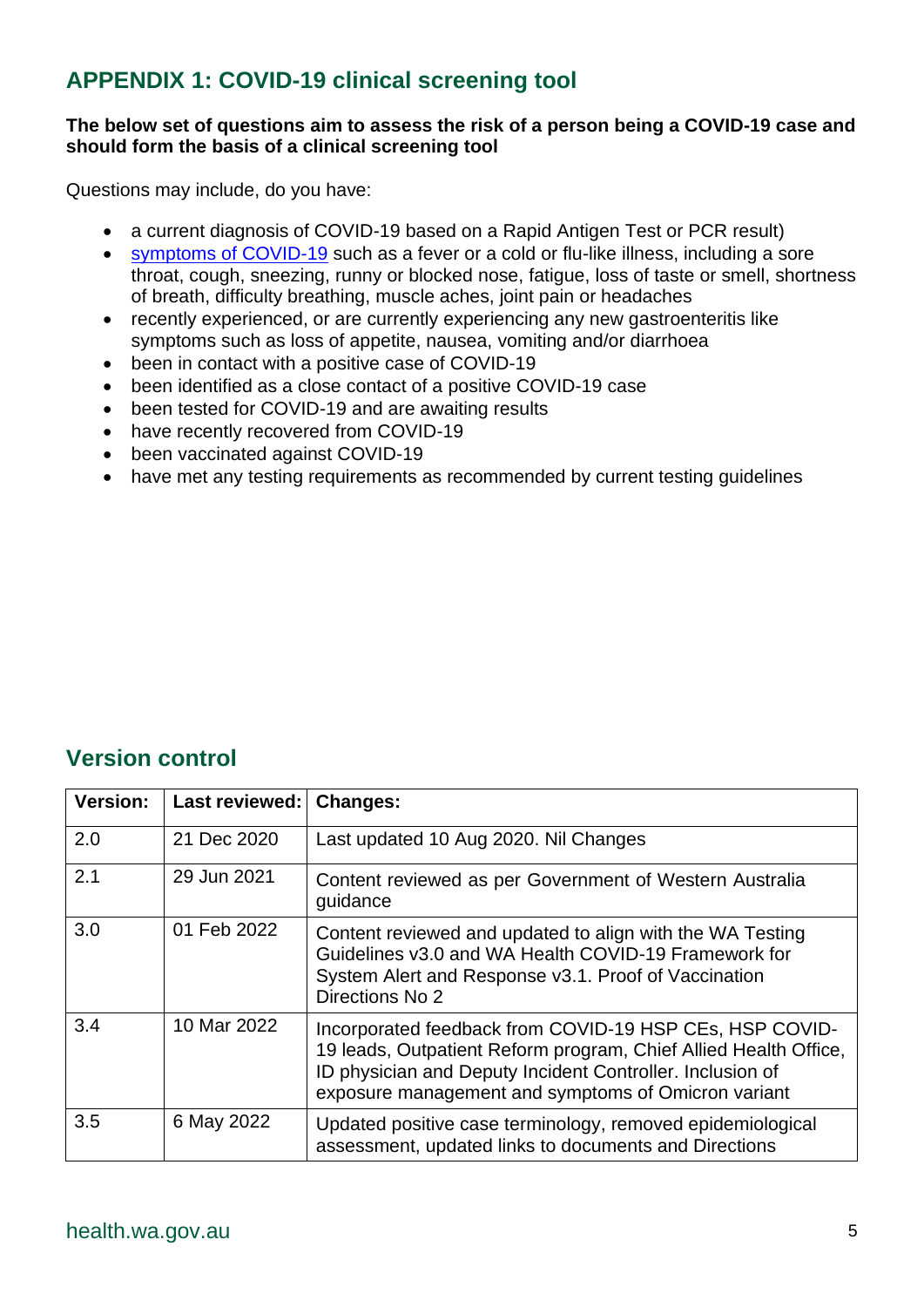## APPENDIX 1: COVID-19 clinical screening tool

**The below set of questions aim to assess the risk of a person being a COVID-19 case and should form the basis of a clinical screening tool**

Questions may include, do you have:

- a current diagnosis of COVID-19 based on a Rapid Antigen Test or PCR result)
- symptoms of COVID-19 such as a fever or a cold or flu-like illness, including a sore throat, cough, sneezing, runny or blocked nose, fatigue, loss of taste or smell, shortness of breath, difficulty breathing, muscle aches, joint pain or headaches
- recently experienced, or are currently experiencing any new gastroenteritis like symptoms such as loss of appetite, nausea, vomiting and/or diarrhoea
- been in contact with a positive case of COVID-19
- been identified as a close contact of a positive COVID-19 case
- been tested for COVID-19 and are awaiting results
- have recently recovered from COVID-19
- been vaccinated against COVID-19
- have met any testing requirements as recommended by current testing guidelines

## Version control

| Version: | Last reviewed: | Changes: |
|---|---|---|
| 2.0 | 21 Dec 2020 | Last updated 10 Aug 2020. Nil Changes |
| 2.1 | 29 Jun 2021 | Content reviewed as per Government of Western Australia guidance |
| 3.0 | 01 Feb 2022 | Content reviewed and updated to align with the WA Testing Guidelines v3.0 and WA Health COVID-19 Framework for System Alert and Response v3.1. Proof of Vaccination Directions No 2 |
| 3.4 | 10 Mar 2022 | Incorporated feedback from COVID-19 HSP CEs, HSP COVID-19 leads, Outpatient Reform program, Chief Allied Health Office, ID physician and Deputy Incident Controller. Inclusion of exposure management and symptoms of Omicron variant |
| 3.5 | 6 May 2022 | Updated positive case terminology, removed epidemiological assessment, updated links to documents and Directions |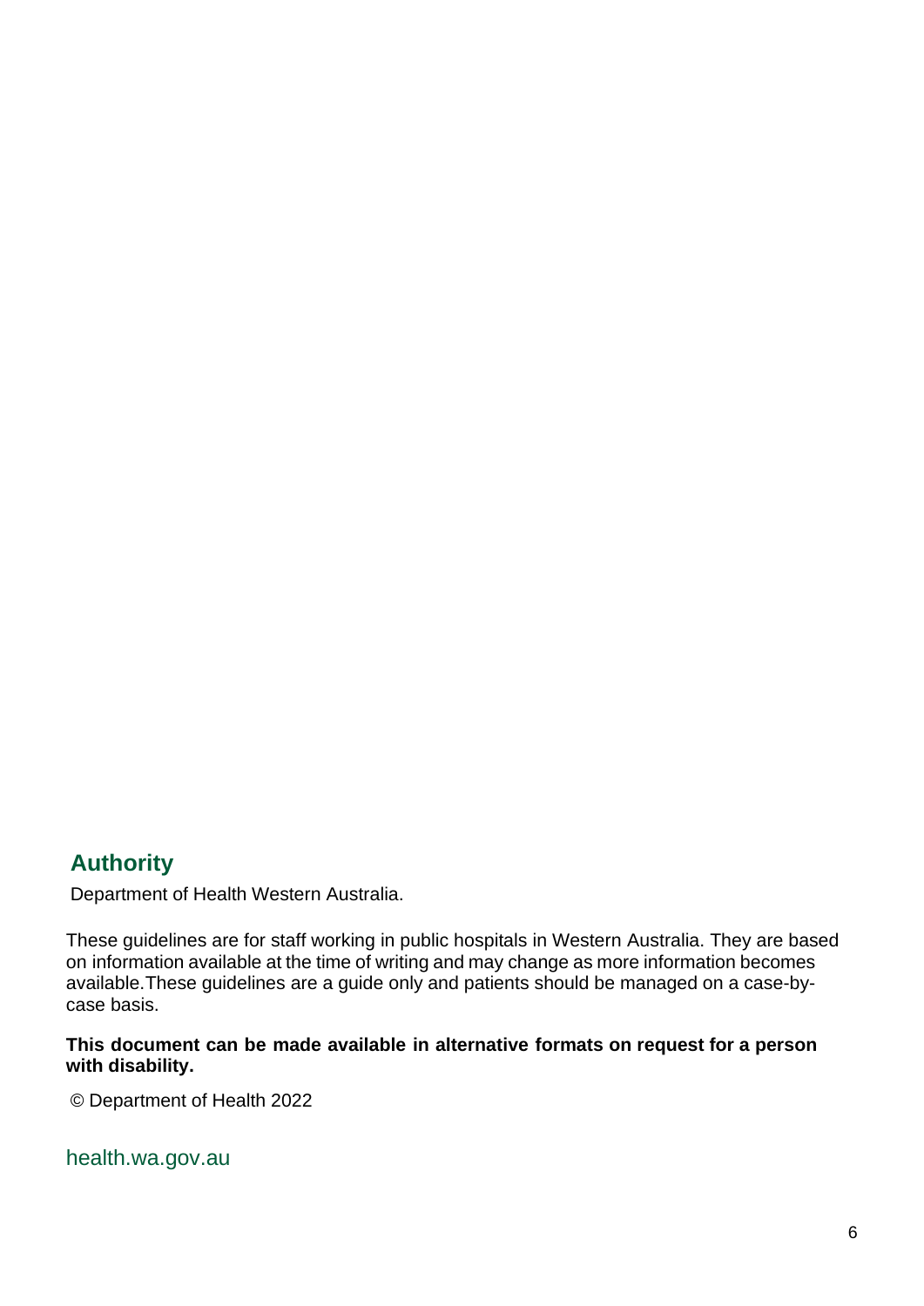## Authority

Department of Health Western Australia.

These guidelines are for staff working in public hospitals in Western Australia. They are based on information available at the time of writing and may change as more information becomes available.These guidelines are a guide only and patients should be managed on a case-by-case basis.

**This document can be made available in alternative formats on request for a person with disability.**

© Department of Health 2022

health.wa.gov.au